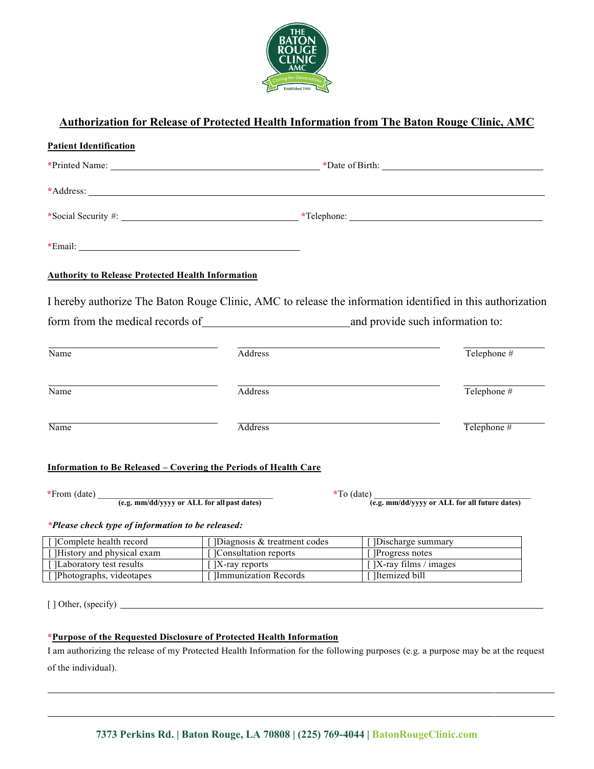# Authorization for Release of Protected Health Information from The Baton Rouge Clinic, AMC

## Patient Identification

*Printed Name: ______________________ *Date of Birth: ______________________

*Address: ____________________________________________

*Social Security #: ______________________ *Telephone: ______________________

*Email: ______________________

## Authority to Release Protected Health Information

I hereby authorize The Baton Rouge Clinic, AMC to release the information identified in this authorization form from the medical records of ______________________ and provide such information to:

| Name | Address | Telephone # |
|---|---|---|
| | | |
| | | |
| | | |

## Information to Be Released – Covering the Periods of Health Care

*From (date) ______________________ **(e.g. mm/dd/yyyy or ALL for all past dates)**

*To (date) ______________________ **(e.g. mm/dd/yyyy or ALL for all future dates)**

***Please check type of information to be released:***

| | | |
|---|---|---|
| [ ]Complete health record | [ ]Diagnosis & treatment codes | [ ]Discharge summary |
| [ ]History and physical exam | [ ]Consultation reports | [ ]Progress notes |
| [ ]Laboratory test results | [ ]X-ray reports | [ ]X-ray films / images |
| [ ]Photographs, videotapes | [ ]Immunization Records | [ ]Itemized bill |

[ ] Other, (specify) ______________________

## *Purpose of the Requested Disclosure of Protected Health Information

I am authorizing the release of my Protected Health Information for the following purposes (e.g. a purpose may be at the request of the individual).

____________________________________________

____________________________________________

**7373 Perkins Rd. | Baton Rouge, LA 70808 | (225) 769-4044 | BatonRougeClinic.com**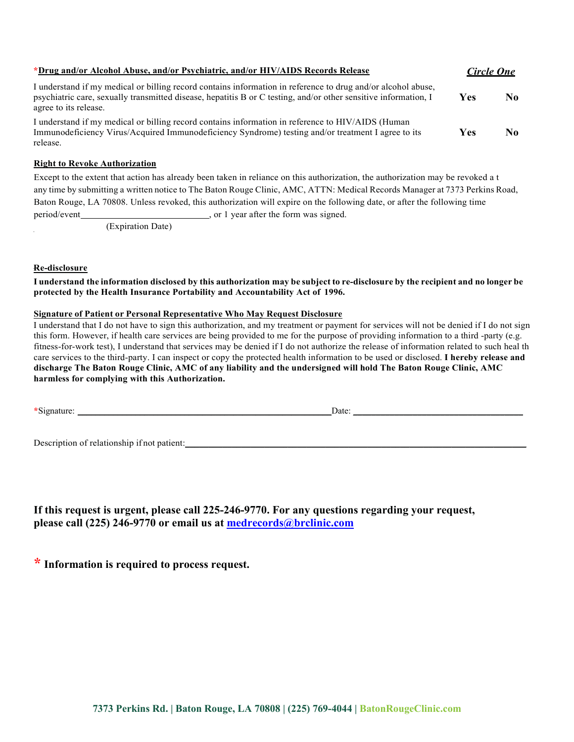**\*Drug and/or Alcohol Abuse, and/or Psychiatric, and/or HIV/AIDS Records Release** — *Circle One*

| | | |
|---|---|---|
| I understand if my medical or billing record contains information in reference to drug and/or alcohol abuse, psychiatric care, sexually transmitted disease, hepatitis B or C testing, and/or other sensitive information, I agree to its release. | **Yes** | **No** |
| I understand if my medical or billing record contains information in reference to HIV/AIDS (Human Immunodeficiency Virus/Acquired Immunodeficiency Syndrome) testing and/or treatment I agree to its release. | **Yes** | **No** |

**Right to Revoke Authorization**

Except to the extent that action has already been taken in reliance on this authorization, the authorization may be revoked a t any time by submitting a written notice to The Baton Rouge Clinic, AMC, ATTN: Medical Records Manager at 7373 Perkins Road, Baton Rouge, LA 70808. Unless revoked, this authorization will expire on the following date, or after the following time period/event\_\_\_\_\_\_\_\_\_\_\_\_\_\_\_\_\_\_\_\_\_\_\_\_\_\_\_\_, or 1 year after the form was signed.

(Expiration Date)

**Re-disclosure**

**I understand the information disclosed by this authorization may be subject to re-disclosure by the recipient and no longer be protected by the Health Insurance Portability and Accountability Act of 1996.**

**Signature of Patient or Personal Representative Who May Request Disclosure**

I understand that I do not have to sign this authorization, and my treatment or payment for services will not be denied if I do not sign this form. However, if health care services are being provided to me for the purpose of providing information to a third -party (e.g. fitness-for-work test), I understand that services may be denied if I do not authorize the release of information related to such heal th care services to the third-party. I can inspect or copy the protected health information to be used or disclosed. **I hereby release and discharge The Baton Rouge Clinic, AMC of any liability and the undersigned will hold The Baton Rouge Clinic, AMC harmless for complying with this Authorization.**

\*Signature: \_\_\_\_\_\_\_\_\_\_\_\_\_\_\_\_\_\_\_\_\_\_\_\_\_\_\_\_\_\_\_\_\_\_\_\_\_\_\_\_\_\_\_\_\_\_\_\_\_\_ Date: \_\_\_\_\_\_\_\_\_\_\_\_\_\_\_\_\_\_\_\_\_\_\_\_\_\_\_\_\_\_\_\_\_\_\_\_

Description of relationship if not patient:\_\_\_\_\_\_\_\_\_\_\_\_\_\_\_\_\_\_\_\_\_\_\_\_\_\_\_\_\_\_\_\_\_\_\_\_\_\_\_\_\_\_\_\_\_\_\_\_\_\_\_\_\_\_\_\_\_\_

**If this request is urgent, please call 225-246-9770. For any questions regarding your request, please call (225) 246-9770 or email us at [medrecords@brclinic.com](mailto:medrecords@brclinic.com)**

**\* Information is required to process request.**

**7373 Perkins Rd. | Baton Rouge, LA 70808 | (225) 769-4044 | BatonRougeClinic.com**